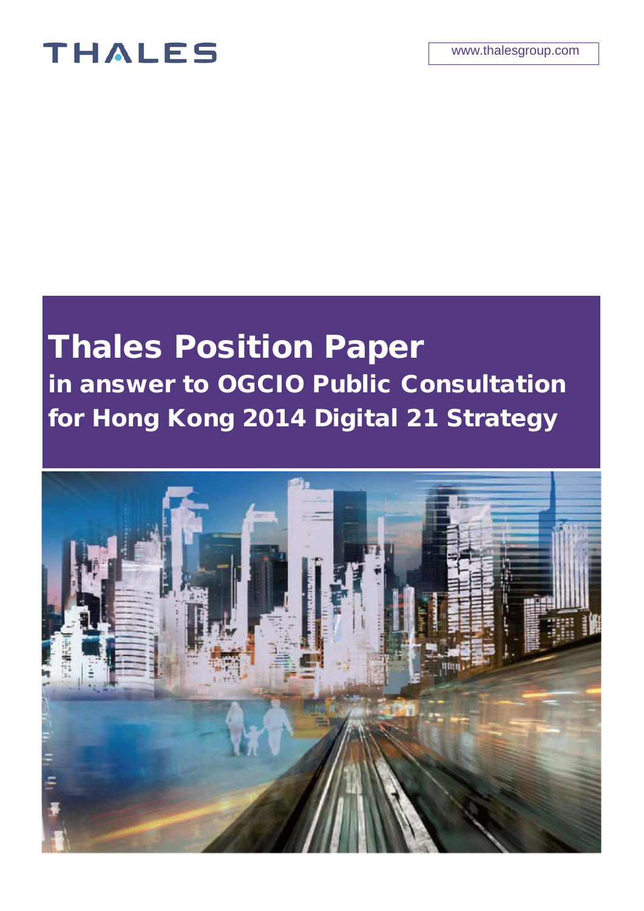THALES

www.thalesgroup.com

# Thales Position Paper

## in answer to OGCIO Public Consultation for Hong Kong 2014 Digital 21 Strategy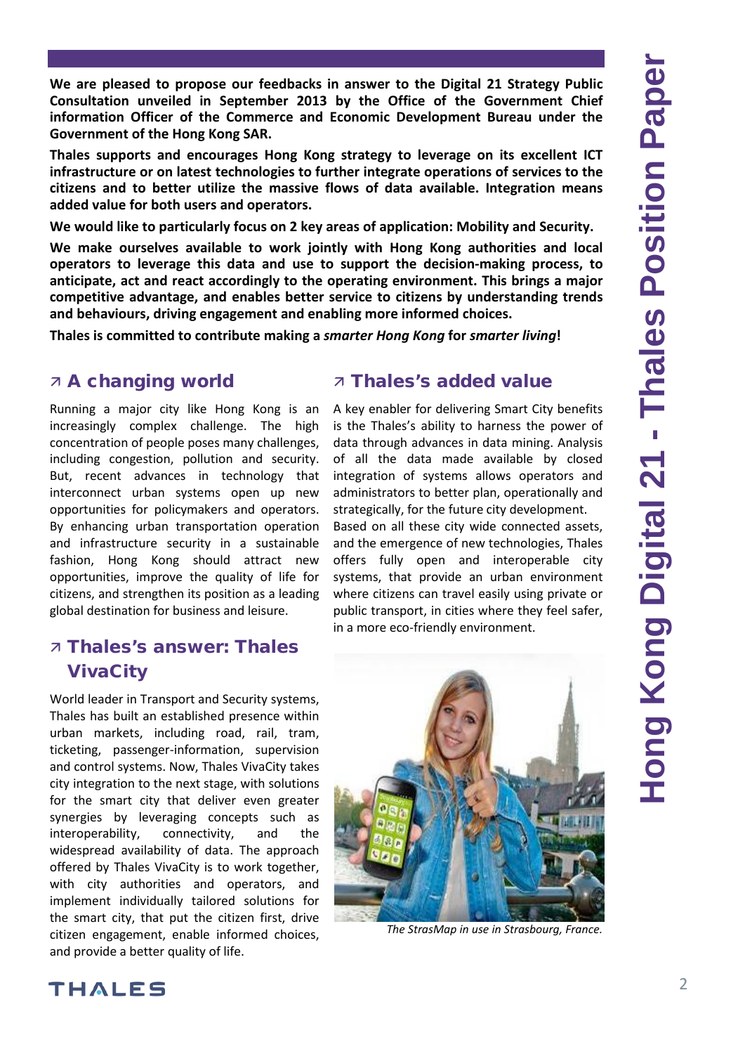**We are pleased to propose our feedbacks in answer to the Digital 21 Strategy Public Consultation unveiled in September 2013 by the Office of the Government Chief information Officer of the Commerce and Economic Development Bureau under the Government of the Hong Kong SAR.**

**Thales supports and encourages Hong Kong strategy to leverage on its excellent ICT infrastructure or on latest technologies to further integrate operations of services to the citizens and to better utilize the massive flows of data available. Integration means added value for both users and operators.**

**We would like to particularly focus on 2 key areas of application: Mobility and Security.**

**We make ourselves available to work jointly with Hong Kong authorities and local operators to leverage this data and use to support the decision-making process, to anticipate, act and react accordingly to the operating environment. This brings a major competitive advantage, and enables better service to citizens by understanding trends and behaviours, driving engagement and enabling more informed choices.**

**Thales is committed to contribute making a *smarter Hong Kong* for *smarter living*!**

## ↗ A changing world

Running a major city like Hong Kong is an increasingly complex challenge. The high concentration of people poses many challenges, including congestion, pollution and security. But, recent advances in technology that interconnect urban systems open up new opportunities for policymakers and operators. By enhancing urban transportation operation and infrastructure security in a sustainable fashion, Hong Kong should attract new opportunities, improve the quality of life for citizens, and strengthen its position as a leading global destination for business and leisure.

## ↗ Thales's answer: Thales VivaCity

World leader in Transport and Security systems, Thales has built an established presence within urban markets, including road, rail, tram, ticketing, passenger-information, supervision and control systems. Now, Thales VivaCity takes city integration to the next stage, with solutions for the smart city that deliver even greater synergies by leveraging concepts such as interoperability, connectivity, and the widespread availability of data. The approach offered by Thales VivaCity is to work together, with city authorities and operators, and implement individually tailored solutions for the smart city, that put the citizen first, drive citizen engagement, enable informed choices, and provide a better quality of life.

## ↗ Thales's added value

A key enabler for delivering Smart City benefits is the Thales's ability to harness the power of data through advances in data mining. Analysis of all the data made available by closed integration of systems allows operators and administrators to better plan, operationally and strategically, for the future city development.

Based on all these city wide connected assets, and the emergence of new technologies, Thales offers fully open and interoperable city systems, that provide an urban environment where citizens can travel easily using private or public transport, in cities where they feel safer, in a more eco-friendly environment.

*The StrasMap in use in Strasbourg, France.*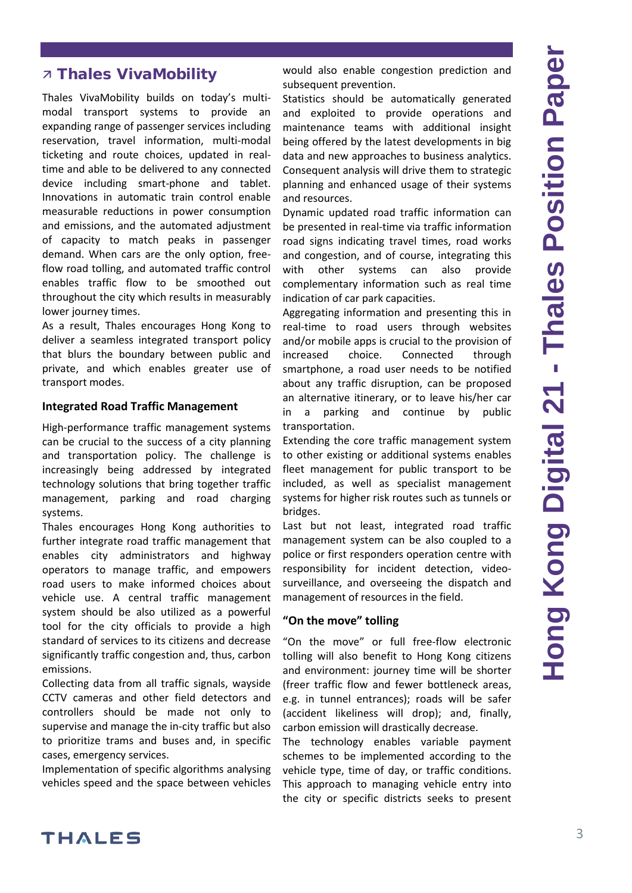## ↗ Thales VivaMobility

Thales VivaMobility builds on today's multi-modal transport systems to provide an expanding range of passenger services including reservation, travel information, multi-modal ticketing and route choices, updated in real-time and able to be delivered to any connected device including smart-phone and tablet. Innovations in automatic train control enable measurable reductions in power consumption and emissions, and the automated adjustment of capacity to match peaks in passenger demand. When cars are the only option, free-flow road tolling, and automated traffic control enables traffic flow to be smoothed out throughout the city which results in measurably lower journey times.

As a result, Thales encourages Hong Kong to deliver a seamless integrated transport policy that blurs the boundary between public and private, and which enables greater use of transport modes.

### Integrated Road Traffic Management

High-performance traffic management systems can be crucial to the success of a city planning and transportation policy. The challenge is increasingly being addressed by integrated technology solutions that bring together traffic management, parking and road charging systems.

Thales encourages Hong Kong authorities to further integrate road traffic management that enables city administrators and highway operators to manage traffic, and empowers road users to make informed choices about vehicle use. A central traffic management system should be also utilized as a powerful tool for the city officials to provide a high standard of services to its citizens and decrease significantly traffic congestion and, thus, carbon emissions.

Collecting data from all traffic signals, wayside CCTV cameras and other field detectors and controllers should be made not only to supervise and manage the in-city traffic but also to prioritize trams and buses and, in specific cases, emergency services.

Implementation of specific algorithms analysing vehicles speed and the space between vehicles would also enable congestion prediction and subsequent prevention.

Statistics should be automatically generated and exploited to provide operations and maintenance teams with additional insight being offered by the latest developments in big data and new approaches to business analytics. Consequent analysis will drive them to strategic planning and enhanced usage of their systems and resources.

Dynamic updated road traffic information can be presented in real-time via traffic information road signs indicating travel times, road works and congestion, and of course, integrating this with other systems can also provide complementary information such as real time indication of car park capacities.

Aggregating information and presenting this in real-time to road users through websites and/or mobile apps is crucial to the provision of increased choice. Connected through smartphone, a road user needs to be notified about any traffic disruption, can be proposed an alternative itinerary, or to leave his/her car in a parking and continue by public transportation.

Extending the core traffic management system to other existing or additional systems enables fleet management for public transport to be included, as well as specialist management systems for higher risk routes such as tunnels or bridges.

Last but not least, integrated road traffic management system can be also coupled to a police or first responders operation centre with responsibility for incident detection, video-surveillance, and overseeing the dispatch and management of resources in the field.

### "On the move" tolling

"On the move" or full free-flow electronic tolling will also benefit to Hong Kong citizens and environment: journey time will be shorter (freer traffic flow and fewer bottleneck areas, e.g. in tunnel entrances); roads will be safer (accident likeliness will drop); and, finally, carbon emission will drastically decrease.

The technology enables variable payment schemes to be implemented according to the vehicle type, time of day, or traffic conditions. This approach to managing vehicle entry into the city or specific districts seeks to present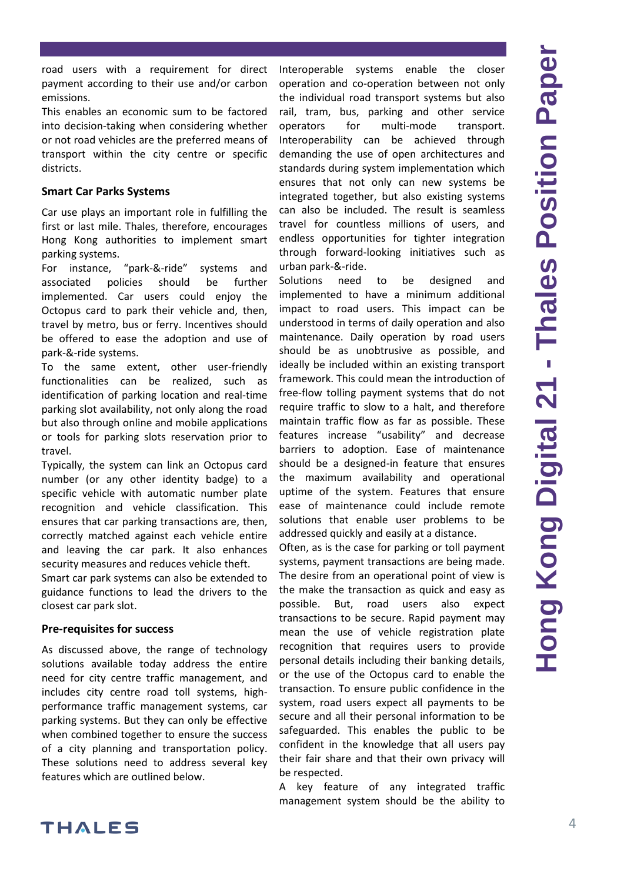road users with a requirement for direct payment according to their use and/or carbon emissions.

This enables an economic sum to be factored into decision-taking when considering whether or not road vehicles are the preferred means of transport within the city centre or specific districts.

### Smart Car Parks Systems

Car use plays an important role in fulfilling the first or last mile. Thales, therefore, encourages Hong Kong authorities to implement smart parking systems.

For instance, "park-&-ride" systems and associated policies should be further implemented. Car users could enjoy the Octopus card to park their vehicle and, then, travel by metro, bus or ferry. Incentives should be offered to ease the adoption and use of park-&-ride systems.

To the same extent, other user-friendly functionalities can be realized, such as identification of parking location and real-time parking slot availability, not only along the road but also through online and mobile applications or tools for parking slots reservation prior to travel.

Typically, the system can link an Octopus card number (or any other identity badge) to a specific vehicle with automatic number plate recognition and vehicle classification. This ensures that car parking transactions are, then, correctly matched against each vehicle entire and leaving the car park. It also enhances security measures and reduces vehicle theft.

Smart car park systems can also be extended to guidance functions to lead the drivers to the closest car park slot.

### Pre-requisites for success

As discussed above, the range of technology solutions available today address the entire need for city centre traffic management, and includes city centre road toll systems, high-performance traffic management systems, car parking systems. But they can only be effective when combined together to ensure the success of a city planning and transportation policy. These solutions need to address several key features which are outlined below.

Interoperable systems enable the closer operation and co-operation between not only the individual road transport systems but also rail, tram, bus, parking and other service operators for multi-mode transport. Interoperability can be achieved through demanding the use of open architectures and standards during system implementation which ensures that not only can new systems be integrated together, but also existing systems can also be included. The result is seamless travel for countless millions of users, and endless opportunities for tighter integration through forward-looking initiatives such as urban park-&-ride.

Solutions need to be designed and implemented to have a minimum additional impact to road users. This impact can be understood in terms of daily operation and also maintenance. Daily operation by road users should be as unobtrusive as possible, and ideally be included within an existing transport framework. This could mean the introduction of free-flow tolling payment systems that do not require traffic to slow to a halt, and therefore maintain traffic flow as far as possible. These features increase "usability" and decrease barriers to adoption. Ease of maintenance should be a designed-in feature that ensures the maximum availability and operational uptime of the system. Features that ensure ease of maintenance could include remote solutions that enable user problems to be addressed quickly and easily at a distance.

Often, as is the case for parking or toll payment systems, payment transactions are being made. The desire from an operational point of view is the make the transaction as quick and easy as possible. But, road users also expect transactions to be secure. Rapid payment may mean the use of vehicle registration plate recognition that requires users to provide personal details including their banking details, or the use of the Octopus card to enable the transaction. To ensure public confidence in the system, road users expect all payments to be secure and all their personal information to be safeguarded. This enables the public to be confident in the knowledge that all users pay their fair share and that their own privacy will be respected.

A key feature of any integrated traffic management system should be the ability to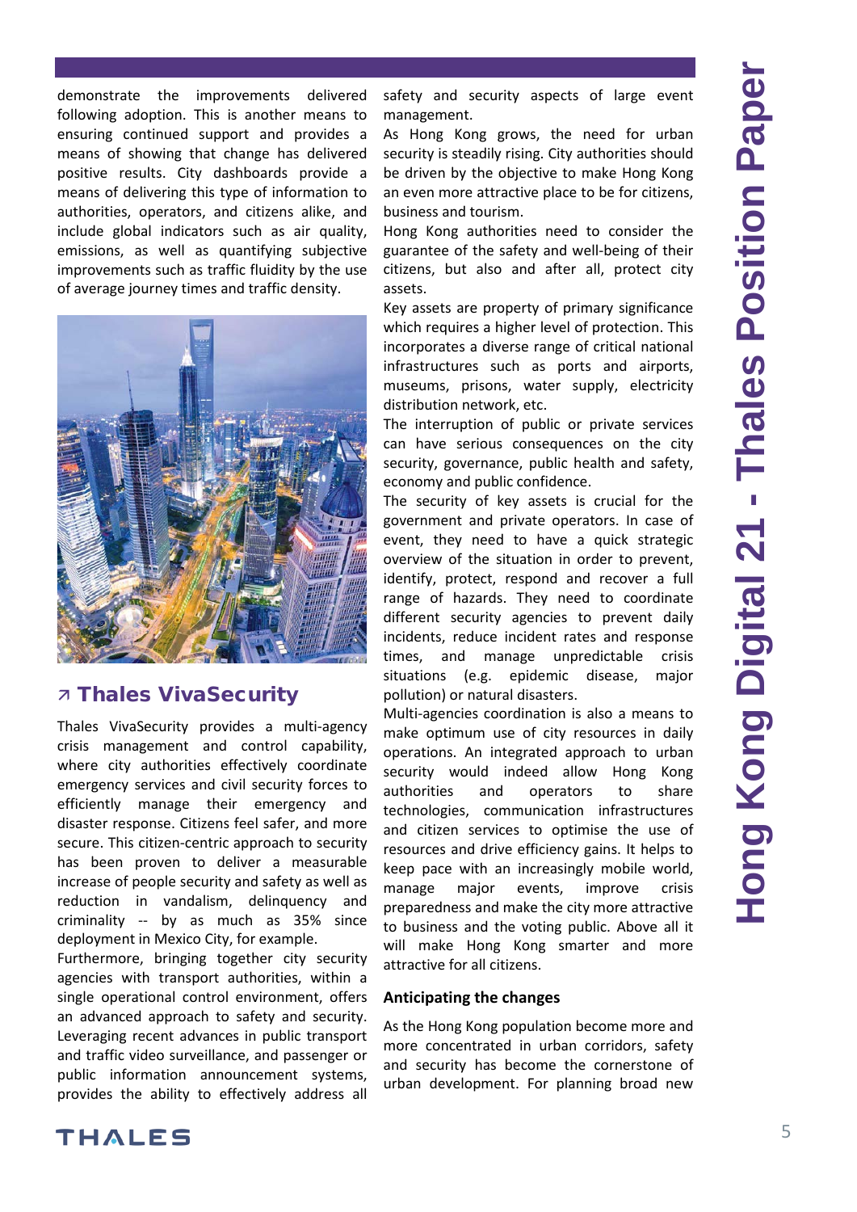demonstrate the improvements delivered following adoption. This is another means to ensuring continued support and provides a means of showing that change has delivered positive results. City dashboards provide a means of delivering this type of information to authorities, operators, and citizens alike, and include global indicators such as air quality, emissions, as well as quantifying subjective improvements such as traffic fluidity by the use of average journey times and traffic density.

## ↗ Thales VivaSecurity

Thales VivaSecurity provides a multi-agency crisis management and control capability, where city authorities effectively coordinate emergency services and civil security forces to efficiently manage their emergency and disaster response. Citizens feel safer, and more secure. This citizen-centric approach to security has been proven to deliver a measurable increase of people security and safety as well as reduction in vandalism, delinquency and criminality -- by as much as 35% since deployment in Mexico City, for example.

Furthermore, bringing together city security agencies with transport authorities, within a single operational control environment, offers an advanced approach to safety and security. Leveraging recent advances in public transport and traffic video surveillance, and passenger or public information announcement systems, provides the ability to effectively address all safety and security aspects of large event management.

As Hong Kong grows, the need for urban security is steadily rising. City authorities should be driven by the objective to make Hong Kong an even more attractive place to be for citizens, business and tourism.

Hong Kong authorities need to consider the guarantee of the safety and well-being of their citizens, but also and after all, protect city assets.

Key assets are property of primary significance which requires a higher level of protection. This incorporates a diverse range of critical national infrastructures such as ports and airports, museums, prisons, water supply, electricity distribution network, etc.

The interruption of public or private services can have serious consequences on the city security, governance, public health and safety, economy and public confidence.

The security of key assets is crucial for the government and private operators. In case of event, they need to have a quick strategic overview of the situation in order to prevent, identify, protect, respond and recover a full range of hazards. They need to coordinate different security agencies to prevent daily incidents, reduce incident rates and response times, and manage unpredictable crisis situations (e.g. epidemic disease, major pollution) or natural disasters.

Multi-agencies coordination is also a means to make optimum use of city resources in daily operations. An integrated approach to urban security would indeed allow Hong Kong authorities and operators to share technologies, communication infrastructures and citizen services to optimise the use of resources and drive efficiency gains. It helps to keep pace with an increasingly mobile world, manage major events, improve crisis preparedness and make the city more attractive to business and the voting public. Above all it will make Hong Kong smarter and more attractive for all citizens.

### Anticipating the changes

As the Hong Kong population become more and more concentrated in urban corridors, safety and security has become the cornerstone of urban development. For planning broad new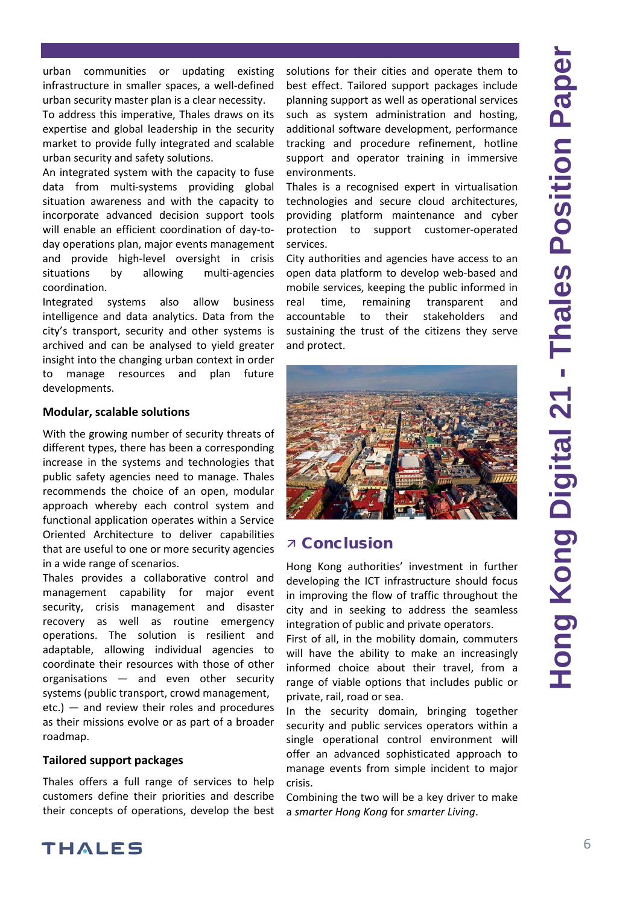urban communities or updating existing infrastructure in smaller spaces, a well-defined urban security master plan is a clear necessity.

To address this imperative, Thales draws on its expertise and global leadership in the security market to provide fully integrated and scalable urban security and safety solutions.

An integrated system with the capacity to fuse data from multi-systems providing global situation awareness and with the capacity to incorporate advanced decision support tools will enable an efficient coordination of day-to-day operations plan, major events management and provide high-level oversight in crisis situations by allowing multi-agencies coordination.

Integrated systems also allow business intelligence and data analytics. Data from the city's transport, security and other systems is archived and can be analysed to yield greater insight into the changing urban context in order to manage resources and plan future developments.

**Modular, scalable solutions**

With the growing number of security threats of different types, there has been a corresponding increase in the systems and technologies that public safety agencies need to manage. Thales recommends the choice of an open, modular approach whereby each control system and functional application operates within a Service Oriented Architecture to deliver capabilities that are useful to one or more security agencies in a wide range of scenarios.

Thales provides a collaborative control and management capability for major event security, crisis management and disaster recovery as well as routine emergency operations. The solution is resilient and adaptable, allowing individual agencies to coordinate their resources with those of other organisations — and even other security systems (public transport, crowd management, etc.) — and review their roles and procedures as their missions evolve or as part of a broader roadmap.

**Tailored support packages**

Thales offers a full range of services to help customers define their priorities and describe their concepts of operations, develop the best solutions for their cities and operate them to best effect. Tailored support packages include planning support as well as operational services such as system administration and hosting, additional software development, performance tracking and procedure refinement, hotline support and operator training in immersive environments.

Thales is a recognised expert in virtualisation technologies and secure cloud architectures, providing platform maintenance and cyber protection to support customer-operated services.

City authorities and agencies have access to an open data platform to develop web-based and mobile services, keeping the public informed in real time, remaining transparent and accountable to their stakeholders and sustaining the trust of the citizens they serve and protect.

## ↗ Conclusion

Hong Kong authorities' investment in further developing the ICT infrastructure should focus in improving the flow of traffic throughout the city and in seeking to address the seamless integration of public and private operators.

First of all, in the mobility domain, commuters will have the ability to make an increasingly informed choice about their travel, from a range of viable options that includes public or private, rail, road or sea.

In the security domain, bringing together security and public services operators within a single operational control environment will offer an advanced sophisticated approach to manage events from simple incident to major crisis.

Combining the two will be a key driver to make a *smarter Hong Kong* for *smarter Living*.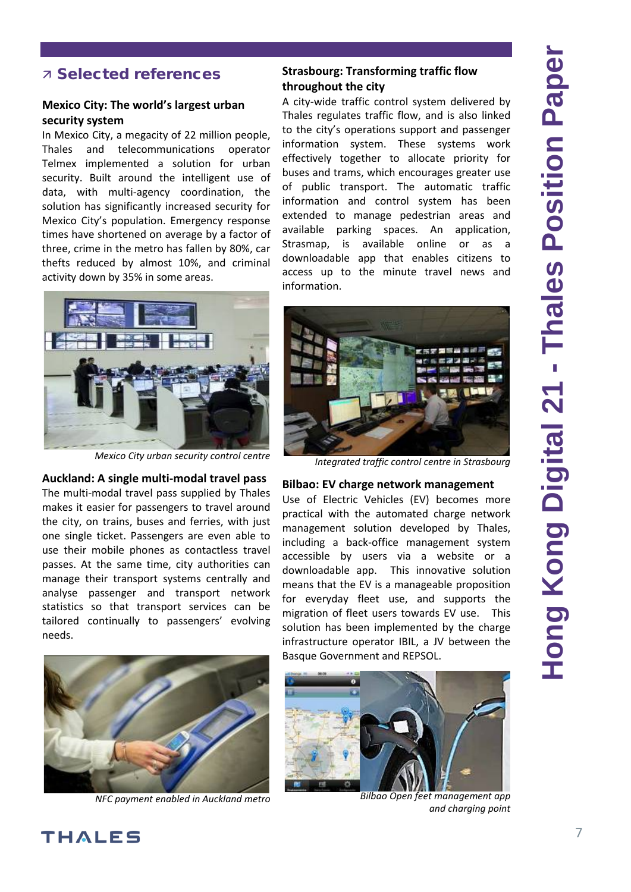## ↗ Selected references

### Mexico City: The world's largest urban security system

In Mexico City, a megacity of 22 million people, Thales and telecommunications operator Telmex implemented a solution for urban security. Built around the intelligent use of data, with multi-agency coordination, the solution has significantly increased security for Mexico City's population. Emergency response times have shortened on average by a factor of three, crime in the metro has fallen by 80%, car thefts reduced by almost 10%, and criminal activity down by 35% in some areas.

*Mexico City urban security control centre*

### Auckland: A single multi-modal travel pass

The multi-modal travel pass supplied by Thales makes it easier for passengers to travel around the city, on trains, buses and ferries, with just one single ticket. Passengers are even able to use their mobile phones as contactless travel passes. At the same time, city authorities can manage their transport systems centrally and analyse passenger and transport network statistics so that transport services can be tailored continually to passengers' evolving needs.

*NFC payment enabled in Auckland metro*

### Strasbourg: Transforming traffic flow throughout the city

A city-wide traffic control system delivered by Thales regulates traffic flow, and is also linked to the city's operations support and passenger information system. These systems work effectively together to allocate priority for buses and trams, which encourages greater use of public transport. The automatic traffic information and control system has been extended to manage pedestrian areas and available parking spaces. An application, Strasmap, is available online or as a downloadable app that enables citizens to access up to the minute travel news and information.

*Integrated traffic control centre in Strasbourg*

### Bilbao: EV charge network management

Use of Electric Vehicles (EV) becomes more practical with the automated charge network management solution developed by Thales, including a back-office management system accessible by users via a website or a downloadable app. This innovative solution means that the EV is a manageable proposition for everyday fleet use, and supports the migration of fleet users towards EV use. This solution has been implemented by the charge infrastructure operator IBIL, a JV between the Basque Government and REPSOL.

*Bilbao Open feet management app and charging point*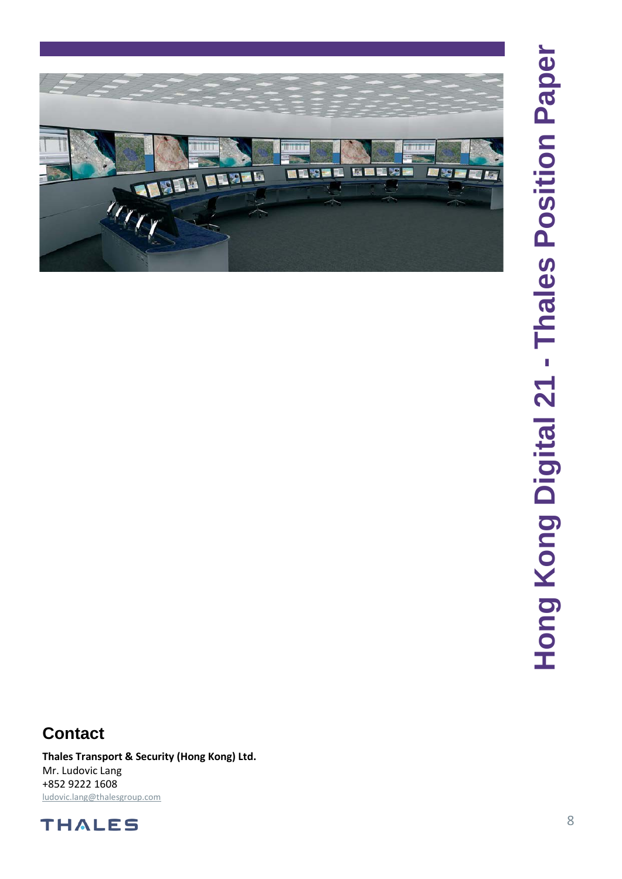## Contact

**Thales Transport & Security (Hong Kong) Ltd.**
Mr. Ludovic Lang
+852 9222 1608
ludovic.lang@thalesgroup.com